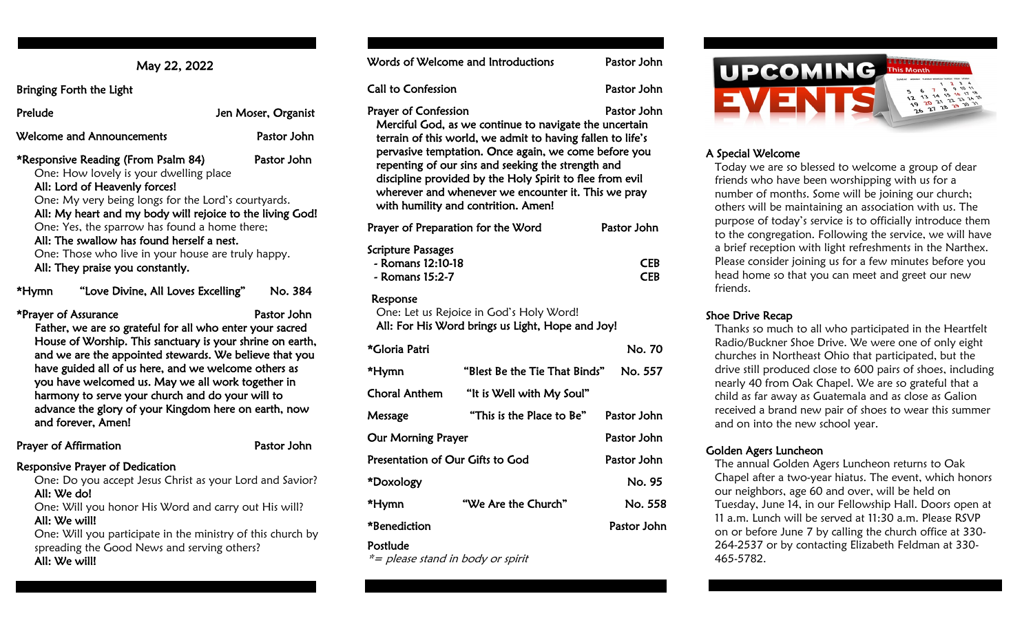May 22, 2022

Bringing Forth the Light

Prelude — Jen Moser, Organist

Welcome and Announcements — Pastor John

*Responsive Reading (From Psalm 84) — Pastor John

One: How lovely is your dwelling place
**All: Lord of Heavenly forces!**
One: My very being longs for the Lord's courtyards.
**All: My heart and my body will rejoice to the living God!**
One: Yes, the sparrow has found a home there;
**All: The swallow has found herself a nest.**
One: Those who live in your house are truly happy.
**All: They praise you constantly.**

*Hymn — "Love Divine, All Loves Excelling" — No. 384

*Prayer of Assurance — Pastor John

**Father, we are so grateful for all who enter your sacred House of Worship. This sanctuary is your shrine on earth, and we are the appointed stewards. We believe that you have guided all of us here, and we welcome others as you have welcomed us. May we all work together in harmony to serve your church and do your will to advance the glory of your Kingdom here on earth, now and forever, Amen!**

Prayer of Affirmation — Pastor John

Responsive Prayer of Dedication

One: Do you accept Jesus Christ as your Lord and Savior?
**All: We do!**
One: Will you honor His Word and carry out His will?
**All: We will!**
One: Will you participate in the ministry of this church by spreading the Good News and serving others?
**All: We will!**

Words of Welcome and Introductions — Pastor John

Call to Confession — Pastor John

Prayer of Confession — Pastor John

**Merciful God, as we continue to navigate the uncertain terrain of this world, we admit to having fallen to life's pervasive temptation. Once again, we come before you repenting of our sins and seeking the strength and discipline provided by the Holy Spirit to flee from evil wherever and whenever we encounter it. This we pray with humility and contrition. Amen!**

Prayer of Preparation for the Word — Pastor John

Scripture Passages
- Romans 12:10-18 — CEB
- Romans 15:2-7 — CEB

Response

One: Let us Rejoice in God's Holy Word!
**All: For His Word brings us Light, Hope and Joy!**

*Gloria Patri — No. 70

*Hymn — "Blest Be the Tie That Binds" — No. 557

Choral Anthem — "It is Well with My Soul"

Message — "This is the Place to Be" — Pastor John

Our Morning Prayer — Pastor John

Presentation of Our Gifts to God — Pastor John

*Doxology — No. 95

*Hymn — "We Are the Church" — No. 558

*Benediction — Pastor John

Postlude

*\*= please stand in body or spirit*

# UPCOMING EVENTS

This Month

## A Special Welcome

Today we are so blessed to welcome a group of dear friends who have been worshipping with us for a number of months. Some will be joining our church; others will be maintaining an association with us. The purpose of today's service is to officially introduce them to the congregation. Following the service, we will have a brief reception with light refreshments in the Narthex. Please consider joining us for a few minutes before you head home so that you can meet and greet our new friends.

## Shoe Drive Recap

Thanks so much to all who participated in the Heartfelt Radio/Buckner Shoe Drive. We were one of only eight churches in Northeast Ohio that participated, but the drive still produced close to 600 pairs of shoes, including nearly 40 from Oak Chapel. We are so grateful that a child as far away as Guatemala and as close as Galion received a brand new pair of shoes to wear this summer and on into the new school year.

## Golden Agers Luncheon

The annual Golden Agers Luncheon returns to Oak Chapel after a two-year hiatus. The event, which honors our neighbors, age 60 and over, will be held on Tuesday, June 14, in our Fellowship Hall. Doors open at 11 a.m. Lunch will be served at 11:30 a.m. Please RSVP on or before June 7 by calling the church office at 330-264-2537 or by contacting Elizabeth Feldman at 330-465-5782.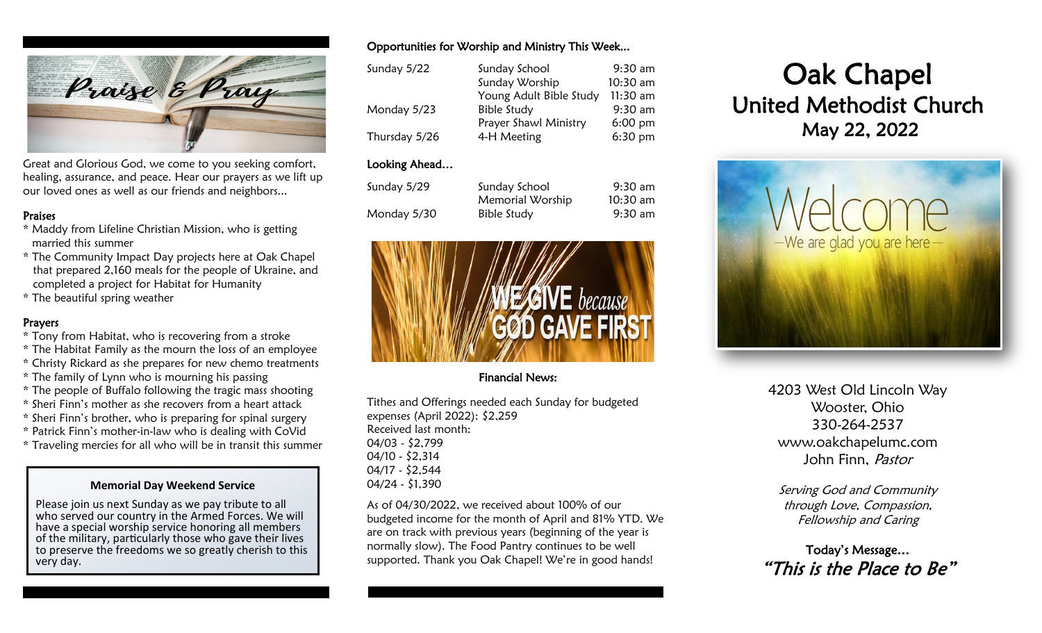Praise & Pray

Great and Glorious God, we come to you seeking comfort, healing, assurance, and peace. Hear our prayers as we lift up our loved ones as well as our friends and neighbors...

**Praises**

* Maddy from Lifeline Christian Mission, who is getting married this summer
* The Community Impact Day projects here at Oak Chapel that prepared 2,160 meals for the people of Ukraine, and completed a project for Habitat for Humanity
* The beautiful spring weather

**Prayers**

* Tony from Habitat, who is recovering from a stroke
* The Habitat Family as the mourn the loss of an employee
* Christy Rickard as she prepares for new chemo treatments
* The family of Lynn who is mourning his passing
* The people of Buffalo following the tragic mass shooting
* Sheri Finn's mother as she recovers from a heart attack
* Sheri Finn's brother, who is preparing for spinal surgery
* Patrick Finn's mother-in-law who is dealing with CoVid
* Traveling mercies for all who will be in transit this summer

**Memorial Day Weekend Service**

Please join us next Sunday as we pay tribute to all who served our country in the Armed Forces. We will have a special worship service honoring all members of the military, particularly those who gave their lives to preserve the freedoms we so greatly cherish to this very day.

**Opportunities for Worship and Ministry This Week...**

| | | |
|---|---|---|
| Sunday 5/22 | Sunday School | 9:30 am |
| | Sunday Worship | 10:30 am |
| | Young Adult Bible Study | 11:30 am |
| Monday 5/23 | Bible Study | 9:30 am |
| | Prayer Shawl Ministry | 6:00 pm |
| Thursday 5/26 | 4-H Meeting | 6:30 pm |

**Looking Ahead...**

| | | |
|---|---|---|
| Sunday 5/29 | Sunday School | 9:30 am |
| | Memorial Worship | 10:30 am |
| Monday 5/30 | Bible Study | 9:30 am |

WE GIVE because GOD GAVE FIRST

**Financial News:**

Tithes and Offerings needed each Sunday for budgeted expenses (April 2022): $2,259
Received last month:
04/03 - $2,799
04/10 - $2,314
04/17 - $2,544
04/24 - $1,390

As of 04/30/2022, we received about 100% of our budgeted income for the month of April and 81% YTD. We are on track with previous years (beginning of the year is normally slow). The Food Pantry continues to be well supported. Thank you Oak Chapel! We're in good hands!

# Oak Chapel
## United Methodist Church
### May 22, 2022

Welcome
—We are glad you are here—

4203 West Old Lincoln Way
Wooster, Ohio
330-264-2537
www.oakchapelumc.com
John Finn, *Pastor*

*Serving God and Community through Love, Compassion, Fellowship and Caring*

**Today's Message...**
***"This is the Place to Be"***